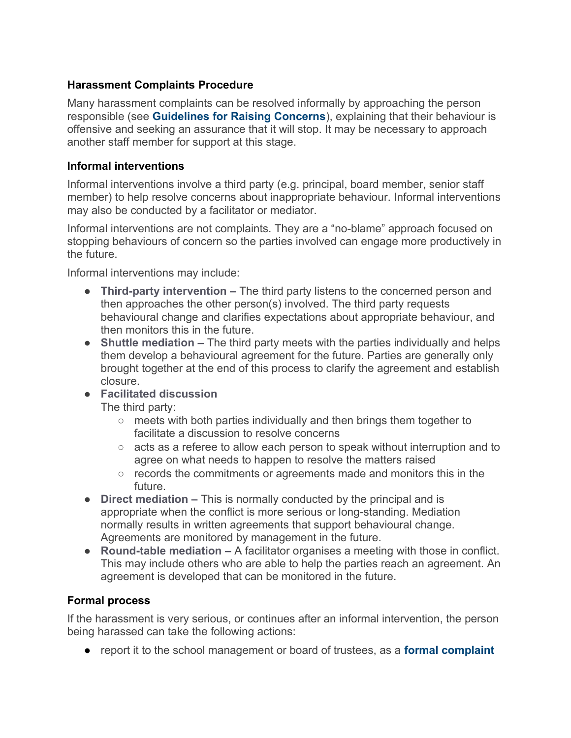## Harassment Complaints Procedure

Many harassment complaints can be resolved informally by approaching the person responsible (see **Guidelines for Raising Concerns**), explaining that their behaviour is offensive and seeking an assurance that it will stop. It may be necessary to approach another staff member for support at this stage.

### Informal interventions

Informal interventions involve a third party (e.g. principal, board member, senior staff member) to help resolve concerns about inappropriate behaviour. Informal interventions may also be conducted by a facilitator or mediator.

Informal interventions are not complaints. They are a "no-blame" approach focused on stopping behaviours of concern so the parties involved can engage more productively in the future.

Informal interventions may include:

- **Third-party intervention –** The third party listens to the concerned person and then approaches the other person(s) involved. The third party requests behavioural change and clarifies expectations about appropriate behaviour, and then monitors this in the future.
- **Shuttle mediation –** The third party meets with the parties individually and helps them develop a behavioural agreement for the future. Parties are generally only brought together at the end of this process to clarify the agreement and establish closure.
- **Facilitated discussion**
  The third party:
  - meets with both parties individually and then brings them together to facilitate a discussion to resolve concerns
  - acts as a referee to allow each person to speak without interruption and to agree on what needs to happen to resolve the matters raised
  - records the commitments or agreements made and monitors this in the future.
- **Direct mediation –** This is normally conducted by the principal and is appropriate when the conflict is more serious or long-standing. Mediation normally results in written agreements that support behavioural change. Agreements are monitored by management in the future.
- **Round-table mediation –** A facilitator organises a meeting with those in conflict. This may include others who are able to help the parties reach an agreement. An agreement is developed that can be monitored in the future.

### Formal process

If the harassment is very serious, or continues after an informal intervention, the person being harassed can take the following actions:

- report it to the school management or board of trustees, as a **formal complaint**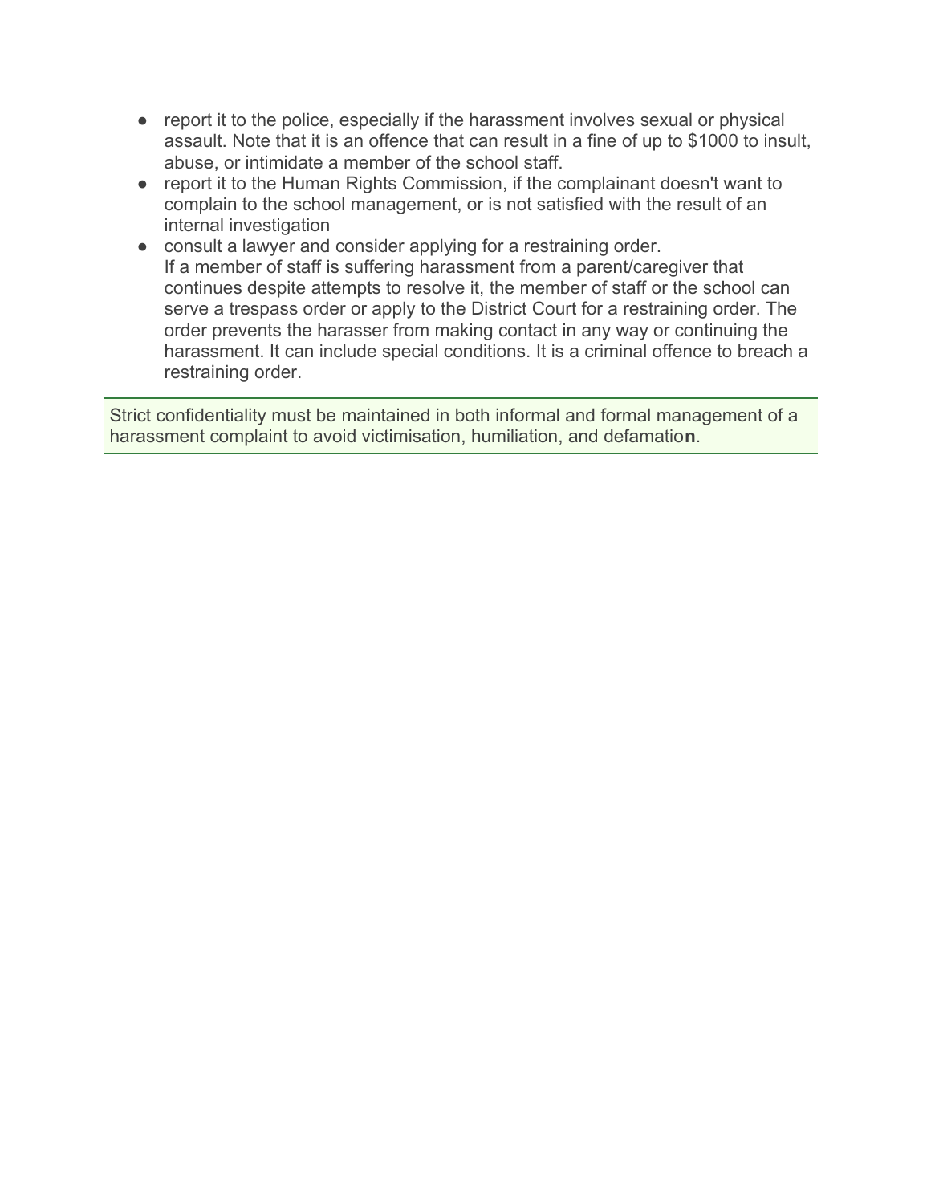- report it to the police, especially if the harassment involves sexual or physical assault. Note that it is an offence that can result in a fine of up to $1000 to insult, abuse, or intimidate a member of the school staff.
- report it to the Human Rights Commission, if the complainant doesn't want to complain to the school management, or is not satisfied with the result of an internal investigation
- consult a lawyer and consider applying for a restraining order.
  If a member of staff is suffering harassment from a parent/caregiver that continues despite attempts to resolve it, the member of staff or the school can serve a trespass order or apply to the District Court for a restraining order. The order prevents the harasser from making contact in any way or continuing the harassment. It can include special conditions. It is a criminal offence to breach a restraining order.

Strict confidentiality must be maintained in both informal and formal management of a harassment complaint to avoid victimisation, humiliation, and defamatio**n**.